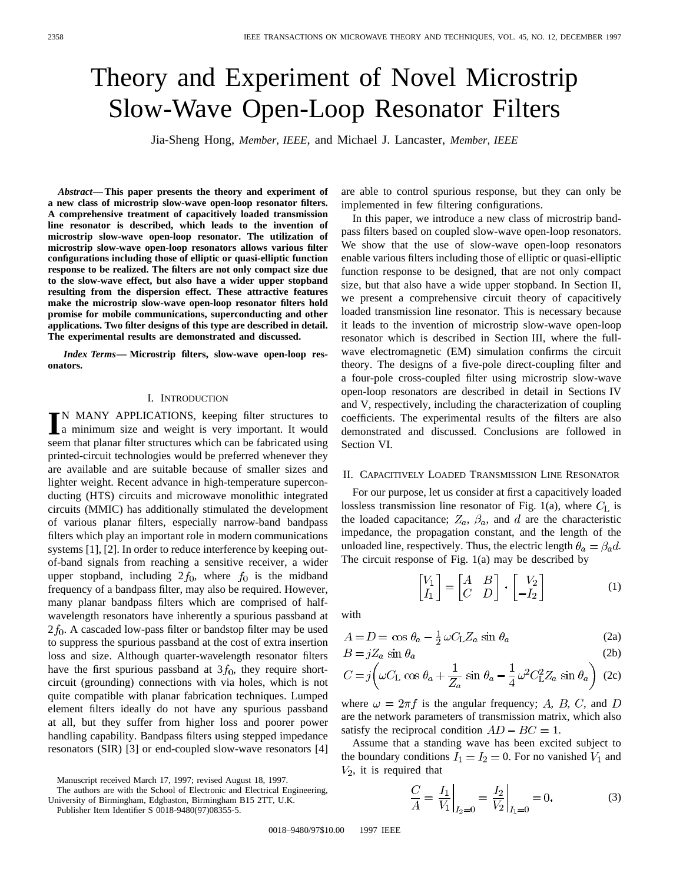# Theory and Experiment of Novel Microstrip Slow-Wave Open-Loop Resonator Filters

Jia-Sheng Hong, *Member, IEEE*, and Michael J. Lancaster, *Member, IEEE*

***Abstract*— This paper presents the theory and experiment of a new class of microstrip slow-wave open-loop resonator filters. A comprehensive treatment of capacitively loaded transmission line resonator is described, which leads to the invention of microstrip slow-wave open-loop resonator. The utilization of microstrip slow-wave open-loop resonators allows various filter configurations including those of elliptic or quasi-elliptic function response to be realized. The filters are not only compact size due to the slow-wave effect, but also have a wider upper stopband resulting from the dispersion effect. These attractive features make the microstrip slow-wave open-loop resonator filters hold promise for mobile communications, superconducting and other applications. Two filter designs of this type are described in detail. The experimental results are demonstrated and discussed.**

***Index Terms*— Microstrip filters, slow-wave open-loop resonators.**

## I. Introduction

In many applications, keeping filter structures to a minimum size and weight is very important. It would seem that planar filter structures which can be fabricated using printed-circuit technologies would be preferred whenever they are available and are suitable because of smaller sizes and lighter weight. Recent advance in high-temperature superconducting (HTS) circuits and microwave monolithic integrated circuits (MMIC) has additionally stimulated the development of various planar filters, especially narrow-band bandpass filters which play an important role in modern communications systems [1], [2]. In order to reduce interference by keeping out-of-band signals from reaching a sensitive receiver, a wider upper stopband, including $2f_0$, where $f_0$ is the midband frequency of a bandpass filter, may also be required. However, many planar bandpass filters which are comprised of half-wavelength resonators have inherently a spurious passband at $2f_0$. A cascaded low-pass filter or bandstop filter may be used to suppress the spurious passband at the cost of extra insertion loss and size. Although quarter-wavelength resonator filters have the first spurious passband at $3f_0$, they require short-circuit (grounding) connections with via holes, which is not quite compatible with planar fabrication techniques. Lumped element filters ideally do not have any spurious passband at all, but they suffer from higher loss and poorer power handling capability. Bandpass filters using stepped impedance resonators (SIR) [3] or end-coupled slow-wave resonators [4] are able to control spurious response, but they can only be implemented in few filtering configurations.

In this paper, we introduce a new class of microstrip bandpass filters based on coupled slow-wave open-loop resonators. We show that the use of slow-wave open-loop resonators enable various filters including those of elliptic or quasi-elliptic function response to be designed, that are not only compact size, but that also have a wide upper stopband. In Section II, we present a comprehensive circuit theory of capacitively loaded transmission line resonator. This is necessary because it leads to the invention of microstrip slow-wave open-loop resonator which is described in Section III, where the full-wave electromagnetic (EM) simulation confirms the circuit theory. The designs of a five-pole direct-coupling filter and a four-pole cross-coupled filter using microstrip slow-wave open-loop resonators are described in detail in Sections IV and V, respectively, including the characterization of coupling coefficients. The experimental results of the filters are also demonstrated and discussed. Conclusions are followed in Section VI.

## II. Capacitively Loaded Transmission Line Resonator

For our purpose, let us consider at first a capacitively loaded lossless transmission line resonator of Fig. 1(a), where $C_{\mathrm{L}}$ is the loaded capacitance; $Z_a$, $\beta_a$, and $d$ are the characteristic impedance, the propagation constant, and the length of the unloaded line, respectively. Thus, the electric length $\theta_a = \beta_a d$. The circuit response of Fig. 1(a) may be described by

$$\begin{bmatrix} V_1 \\ I_1 \end{bmatrix} = \begin{bmatrix} A & B \\ C & D \end{bmatrix} \cdot \begin{bmatrix} V_2 \\ -I_2 \end{bmatrix} \tag{1}$$

with

$$A = D = \cos\theta_a - \tfrac{1}{2}\omega C_{\mathrm{L}} Z_a \sin\theta_a \tag{2a}$$

$$B = jZ_a \sin\theta_a \tag{2b}$$

$$C = j\left(\omega C_{\mathrm{L}} \cos\theta_a + \frac{1}{Z_a}\sin\theta_a - \frac{1}{4}\omega^2 C_{\mathrm{L}}^2 Z_a \sin\theta_a\right) \tag{2c}$$

where $\omega = 2\pi f$ is the angular frequency; $A$, $B$, $C$, and $D$ are the network parameters of transmission matrix, which also satisfy the reciprocal condition $AD - BC = 1$.

Assume that a standing wave has been excited subject to the boundary conditions $I_1 = I_2 = 0$. For no vanished $V_1$ and $V_2$, it is required that

$$\frac{C}{A} = \left.\frac{I_1}{V_1}\right|_{I_2=0} = \left.\frac{I_2}{V_2}\right|_{I_1=0} = 0. \tag{3}$$

Manuscript received March 17, 1997; revised August 18, 1997.

The authors are with the School of Electronic and Electrical Engineering, University of Birmingham, Edgbaston, Birmingham B15 2TT, U.K.

Publisher Item Identifier S 0018-9480(97)08355-5.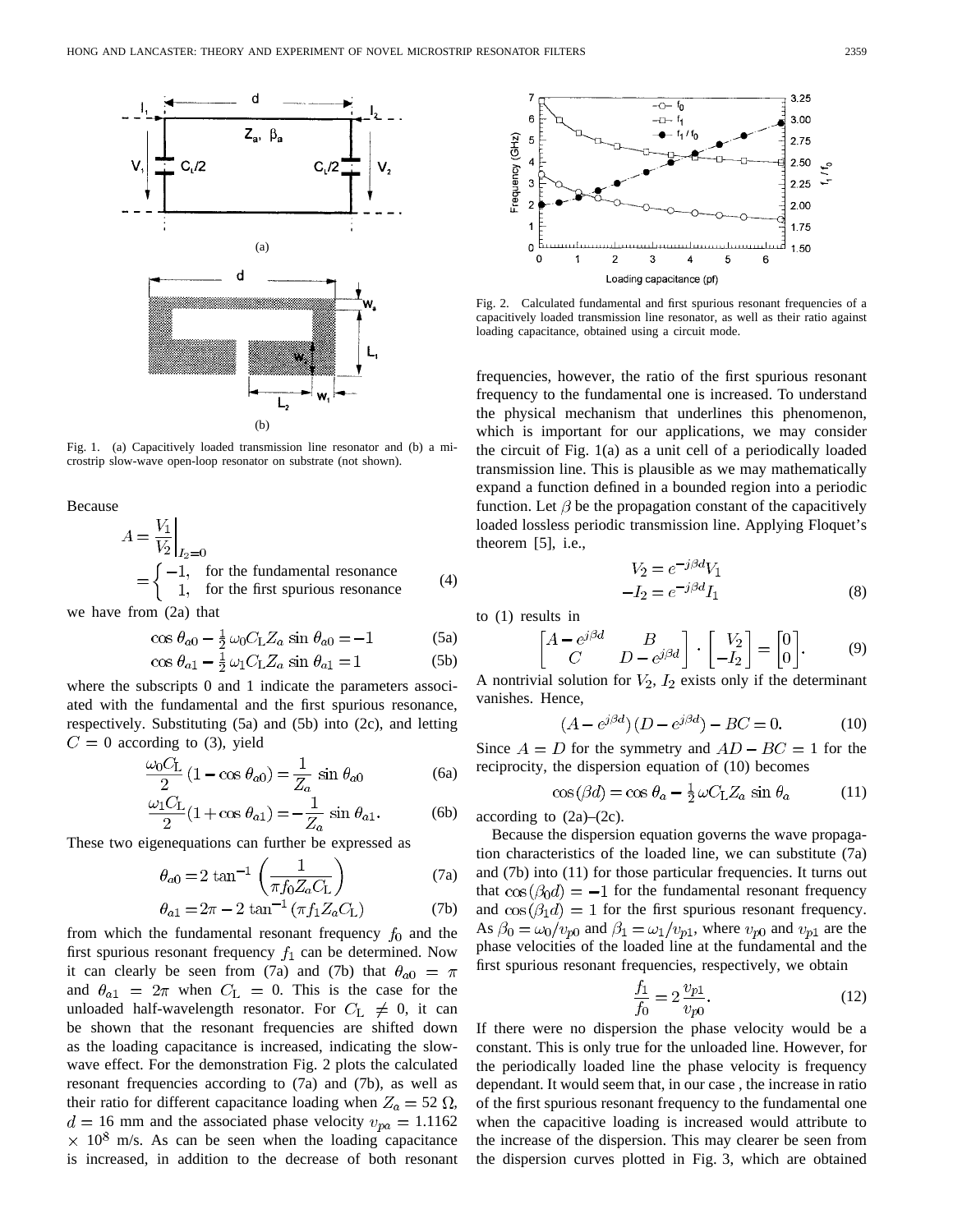Fig. 1. (a) Capacitively loaded transmission line resonator and (b) a microstrip slow-wave open-loop resonator on substrate (not shown).

Because

$$A = \left.\frac{V_1}{V_2}\right|_{I_2=0} = \begin{cases} -1, & \text{for the fundamental resonance} \\ 1, & \text{for the first spurious resonance} \end{cases} \tag{4}$$

we have from (2a) that

$$\cos\theta_{a0} - \tfrac{1}{2}\,\omega_0 C_L Z_a \sin\theta_{a0} = -1 \tag{5a}$$

$$\cos\theta_{a1} - \tfrac{1}{2}\,\omega_1 C_L Z_a \sin\theta_{a1} = 1 \tag{5b}$$

where the subscripts 0 and 1 indicate the parameters associated with the fundamental and the first spurious resonance, respectively. Substituting (5a) and (5b) into (2c), and letting $C = 0$ according to (3), yield

$$\frac{\omega_0 C_L}{2}(1 - \cos\theta_{a0}) = \frac{1}{Z_a}\sin\theta_{a0} \tag{6a}$$

$$\frac{\omega_1 C_L}{2}(1 + \cos\theta_{a1}) = -\frac{1}{Z_a}\sin\theta_{a1}. \tag{6b}$$

These two eigenequations can further be expressed as

$$\theta_{a0} = 2\tan^{-1}\left(\frac{1}{\pi f_0 Z_a C_L}\right) \tag{7a}$$

$$\theta_{a1} = 2\pi - 2\tan^{-1}(\pi f_1 Z_a C_L) \tag{7b}$$

from which the fundamental resonant frequency $f_0$ and the first spurious resonant frequency $f_1$ can be determined. Now it can clearly be seen from (7a) and (7b) that $\theta_{a0} = \pi$ and $\theta_{a1} = 2\pi$ when $C_L = 0$. This is the case for the unloaded half-wavelength resonator. For $C_L \neq 0$, it can be shown that the resonant frequencies are shifted down as the loading capacitance is increased, indicating the slow-wave effect. For the demonstration Fig. 2 plots the calculated resonant frequencies according to (7a) and (7b), as well as their ratio for different capacitance loading when $Z_a = 52\ \Omega$, $d = 16$ mm and the associated phase velocity $v_{pa} = 1.1162 \times 10^8$ m/s. As can be seen when the loading capacitance is increased, in addition to the decrease of both resonant frequencies, however, the ratio of the first spurious resonant frequency to the fundamental one is increased. To understand the physical mechanism that underlines this phenomenon, which is important for our applications, we may consider the circuit of Fig. 1(a) as a unit cell of a periodically loaded transmission line. This is plausible as we may mathematically expand a function defined in a bounded region into a periodic function. Let $\beta$ be the propagation constant of the capacitively loaded lossless periodic transmission line. Applying Floquet's theorem [5], i.e.,

Fig. 2. Calculated fundamental and first spurious resonant frequencies of a capacitively loaded transmission line resonator, as well as their ratio against loading capacitance, obtained using a circuit mode.

$$V_2 = e^{-j\beta d} V_1$$
$$-I_2 = e^{-j\beta d} I_1 \tag{8}$$

to (1) results in

$$\begin{bmatrix} A - e^{j\beta d} & B \\ C & D - e^{j\beta d} \end{bmatrix} \cdot \begin{bmatrix} V_2 \\ -I_2 \end{bmatrix} = \begin{bmatrix} 0 \\ 0 \end{bmatrix}. \tag{9}$$

A nontrivial solution for $V_2$, $I_2$ exists only if the determinant vanishes. Hence,

$$(A - e^{j\beta d})(D - e^{j\beta d}) - BC = 0. \tag{10}$$

Since $A = D$ for the symmetry and $AD - BC = 1$ for the reciprocity, the dispersion equation of (10) becomes

$$\cos(\beta d) = \cos\theta_a - \tfrac{1}{2}\,\omega C_L Z_a \sin\theta_a \tag{11}$$

according to (2a)–(2c).

Because the dispersion equation governs the wave propagation characteristics of the loaded line, we can substitute (7a) and (7b) into (11) for those particular frequencies. It turns out that $\cos(\beta_0 d) = -1$ for the fundamental resonant frequency and $\cos(\beta_1 d) = 1$ for the first spurious resonant frequency. As $\beta_0 = \omega_0/v_{p0}$ and $\beta_1 = \omega_1/v_{p1}$, where $v_{p0}$ and $v_{p1}$ are the phase velocities of the loaded line at the fundamental and the first spurious resonant frequencies, respectively, we obtain

$$\frac{f_1}{f_0} = 2\,\frac{v_{p1}}{v_{p0}}. \tag{12}$$

If there were no dispersion the phase velocity would be a constant. This is only true for the unloaded line. However, for the periodically loaded line the phase velocity is frequency dependant. It would seem that, in our case, the increase in ratio of the first spurious resonant frequency to the fundamental one when the capacitive loading is increased would attribute to the increase of the dispersion. This may clearer be seen from the dispersion curves plotted in Fig. 3, which are obtained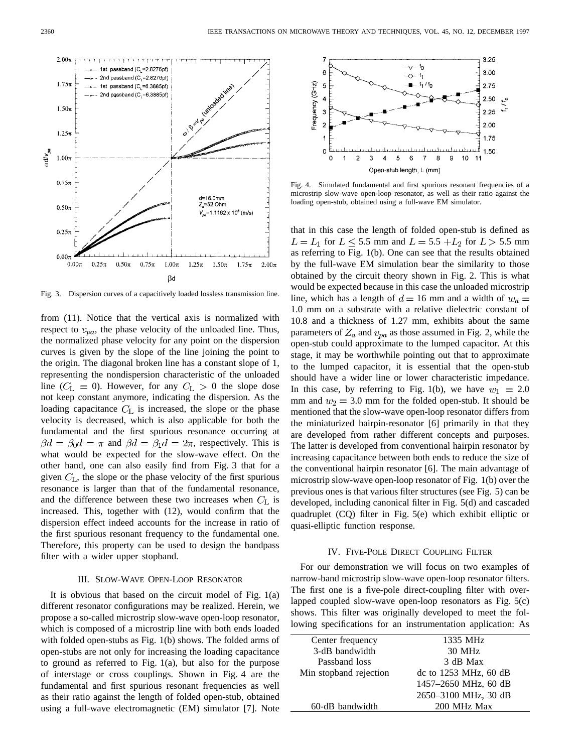Fig. 3. Dispersion curves of a capacitively loaded lossless transmission line.

from (11). Notice that the vertical axis is normalized with respect to $v_{pa}$, the phase velocity of the unloaded line. Thus, the normalized phase velocity for any point on the dispersion curves is given by the slope of the line joining the point to the origin. The diagonal broken line has a constant slope of 1, representing the nondispersion characteristic of the unloaded line ($C_L = 0$). However, for any $C_L > 0$ the slope dose not keep constant anymore, indicating the dispersion. As the loading capacitance $C_L$ is increased, the slope or the phase velocity is decreased, which is also applicable for both the fundamental and the first spurious resonance occurring at $\beta d = \beta_0 d = \pi$ and $\beta d = \beta_1 d = 2\pi$, respectively. This is what would be expected for the slow-wave effect. On the other hand, one can also easily find from Fig. 3 that for a given $C_L$, the slope or the phase velocity of the first spurious resonance is larger than that of the fundamental resonance, and the difference between these two increases when $C_L$ is increased. This, together with (12), would confirm that the dispersion effect indeed accounts for the increase in ratio of the first spurious resonant frequency to the fundamental one. Therefore, this property can be used to design the bandpass filter with a wider upper stopband.

## III. Slow-Wave Open-Loop Resonator

It is obvious that based on the circuit model of Fig. 1(a) different resonator configurations may be realized. Herein, we propose a so-called microstrip slow-wave open-loop resonator, which is composed of a microstrip line with both ends loaded with folded open-stubs as Fig. 1(b) shows. The folded arms of open-stubs are not only for increasing the loading capacitance to ground as referred to Fig. 1(a), but also for the purpose of interstage or cross couplings. Shown in Fig. 4 are the fundamental and first spurious resonant frequencies as well as their ratio against the length of folded open-stub, obtained using a full-wave electromagnetic (EM) simulator [7]. Note that in this case the length of folded open-stub is defined as $L = L_1$ for $L \leq 5.5$ mm and $L = 5.5 + L_2$ for $L > 5.5$ mm as referring to Fig. 1(b). One can see that the results obtained by the full-wave EM simulation bear the similarity to those obtained by the circuit theory shown in Fig. 2. This is what would be expected because in this case the unloaded microstrip line, which has a length of $d = 16$ mm and a width of $w_a = 1.0$ mm on a substrate with a relative dielectric constant of 10.8 and a thickness of 1.27 mm, exhibits about the same parameters of $Z_a$ and $v_{pa}$ as those assumed in Fig. 2, while the open-stub could approximate to the lumped capacitor. At this stage, it may be worthwhile pointing out that to approximate to the lumped capacitor, it is essential that the open-stub should have a wider line or lower characteristic impedance. In this case, by referring to Fig. 1(b), we have $w_1 = 2.0$ mm and $w_2 = 3.0$ mm for the folded open-stub. It should be mentioned that the slow-wave open-loop resonator differs from the miniaturized hairpin-resonator [6] primarily in that they are developed from rather different concepts and purposes. The latter is developed from conventional hairpin resonator by increasing capacitance between both ends to reduce the size of the conventional hairpin resonator [6]. The main advantage of microstrip slow-wave open-loop resonator of Fig. 1(b) over the previous ones is that various filter structures (see Fig. 5) can be developed, including canonical filter in Fig. 5(d) and cascaded quadruplet (CQ) filter in Fig. 5(e) which exhibit elliptic or quasi-elliptic function response.

Fig. 4. Simulated fundamental and first spurious resonant frequencies of a microstrip slow-wave open-loop resonator, as well as their ratio against the loading open-stub, obtained using a full-wave EM simulator.

## IV. Five-Pole Direct Coupling Filter

For our demonstration we will focus on two examples of narrow-band microstrip slow-wave open-loop resonator filters. The first one is a five-pole direct-coupling filter with overlapped coupled slow-wave open-loop resonators as Fig. 5(c) shows. This filter was originally developed to meet the following specifications for an instrumentation application: As

| | |
|---|---|
| Center frequency | 1335 MHz |
| 3-dB bandwidth | 30 MHz |
| Passband loss | 3 dB Max |
| Min stopband rejection | dc to 1253 MHz, 60 dB |
| | 1457–2650 MHz, 60 dB |
| | 2650–3100 MHz, 30 dB |
| 60-dB bandwidth | 200 MHz Max |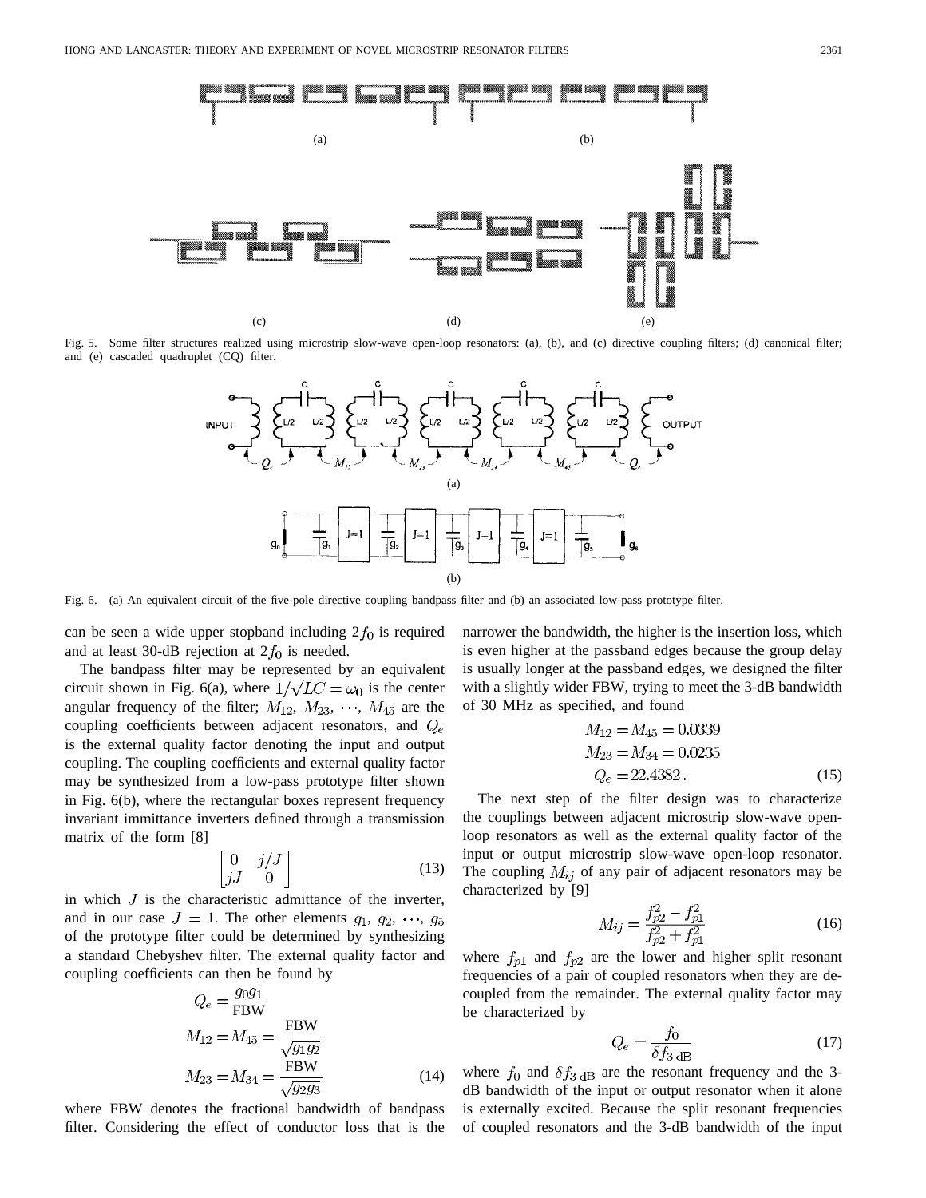Fig. 5. Some filter structures realized using microstrip slow-wave open-loop resonators: (a), (b), and (c) directive coupling filters; (d) canonical filter; and (e) cascaded quadruplet (CQ) filter.

Fig. 6. (a) An equivalent circuit of the five-pole directive coupling bandpass filter and (b) an associated low-pass prototype filter.

can be seen a wide upper stopband including $2f_0$ is required and at least 30-dB rejection at $2f_0$ is needed.

The bandpass filter may be represented by an equivalent circuit shown in Fig. 6(a), where $1/\sqrt{LC} = \omega_0$ is the center angular frequency of the filter; $M_{12}, M_{23}, \cdots, M_{45}$ are the coupling coefficients between adjacent resonators, and $Q_e$ is the external quality factor denoting the input and output coupling. The coupling coefficients and external quality factor may be synthesized from a low-pass prototype filter shown in Fig. 6(b), where the rectangular boxes represent frequency invariant immittance inverters defined through a transmission matrix of the form [8]

$$\begin{bmatrix} 0 & j/J \\ jJ & 0 \end{bmatrix} \tag{13}$$

in which $J$ is the characteristic admittance of the inverter, and in our case $J = 1$. The other elements $g_1, g_2, \cdots, g_5$ of the prototype filter could be determined by synthesizing a standard Chebyshev filter. The external quality factor and coupling coefficients can then be found by

$$\begin{aligned} Q_e &= \frac{g_0 g_1}{\text{FBW}} \\ M_{12} = M_{45} &= \frac{\text{FBW}}{\sqrt{g_1 g_2}} \\ M_{23} = M_{34} &= \frac{\text{FBW}}{\sqrt{g_2 g_3}} \end{aligned} \tag{14}$$

where FBW denotes the fractional bandwidth of bandpass filter. Considering the effect of conductor loss that is the narrower the bandwidth, the higher is the insertion loss, which is even higher at the passband edges because the group delay is usually longer at the passband edges, we designed the filter with a slightly wider FBW, trying to meet the 3-dB bandwidth of 30 MHz as specified, and found

$$\begin{aligned} M_{12} &= M_{45} = 0.0339 \\ M_{23} &= M_{34} = 0.0235 \\ Q_e &= 22.4382. \end{aligned} \tag{15}$$

The next step of the filter design was to characterize the couplings between adjacent microstrip slow-wave open-loop resonators as well as the external quality factor of the input or output microstrip slow-wave open-loop resonator. The coupling $M_{ij}$ of any pair of adjacent resonators may be characterized by [9]

$$M_{ij} = \frac{f_{p2}^2 - f_{p1}^2}{f_{p2}^2 + f_{p1}^2} \tag{16}$$

where $f_{p1}$ and $f_{p2}$ are the lower and higher split resonant frequencies of a pair of coupled resonators when they are decoupled from the remainder. The external quality factor may be characterized by

$$Q_e = \frac{f_0}{\delta f_{3\,\text{dB}}} \tag{17}$$

where $f_0$ and $\delta f_{3\,\text{dB}}$ are the resonant frequency and the 3-dB bandwidth of the input or output resonator when it alone is externally excited. Because the split resonant frequencies of coupled resonators and the 3-dB bandwidth of the input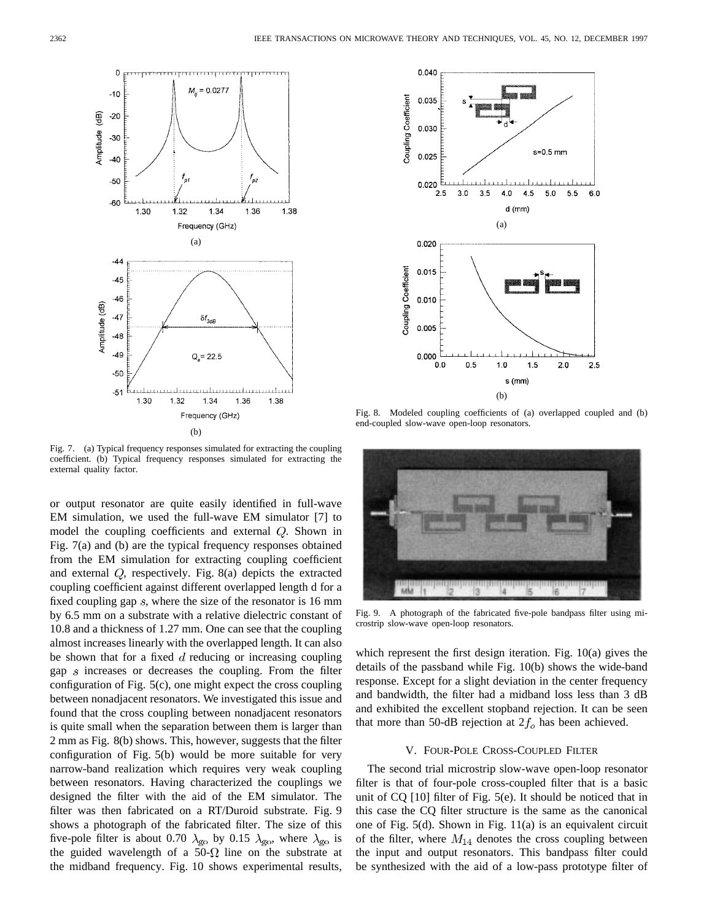Fig. 7. (a) Typical frequency responses simulated for extracting the coupling coefficient. (b) Typical frequency responses simulated for extracting the external quality factor.

Fig. 8. Modeled coupling coefficients of (a) overlapped coupled and (b) end-coupled slow-wave open-loop resonators.

or output resonator are quite easily identified in full-wave EM simulation, we used the full-wave EM simulator [7] to model the coupling coefficients and external $Q$. Shown in Fig. 7(a) and (b) are the typical frequency responses obtained from the EM simulation for extracting coupling coefficient and external $Q$, respectively. Fig. 8(a) depicts the extracted coupling coefficient against different overlapped length d for a fixed coupling gap $s$, where the size of the resonator is 16 mm by 6.5 mm on a substrate with a relative dielectric constant of 10.8 and a thickness of 1.27 mm. One can see that the coupling almost increases linearly with the overlapped length. It can also be shown that for a fixed $d$ reducing or increasing coupling gap $s$ increases or decreases the coupling. From the filter configuration of Fig. 5(c), one might expect the cross coupling between nonadjacent resonators. We investigated this issue and found that the cross coupling between nonadjacent resonators is quite small when the separation between them is larger than 2 mm as Fig. 8(b) shows. This, however, suggests that the filter configuration of Fig. 5(b) would be more suitable for very narrow-band realization which requires very weak coupling between resonators. Having characterized the couplings we designed the filter with the aid of the EM simulator. The filter was then fabricated on a RT/Duroid substrate. Fig. 9 shows a photograph of the fabricated filter. The size of this five-pole filter is about 0.70 $\lambda_{go}$ by 0.15 $\lambda_{go}$, where $\lambda_{go}$ is the guided wavelength of a 50-$\Omega$ line on the substrate at the midband frequency. Fig. 10 shows experimental results, which represent the first design iteration. Fig. 10(a) gives the details of the passband while Fig. 10(b) shows the wide-band response. Except for a slight deviation in the center frequency and bandwidth, the filter had a midband loss less than 3 dB and exhibited the excellent stopband rejection. It can be seen that more than 50-dB rejection at $2f_o$ has been achieved.

Fig. 9. A photograph of the fabricated five-pole bandpass filter using microstrip slow-wave open-loop resonators.

## V. Four-Pole Cross-Coupled Filter

The second trial microstrip slow-wave open-loop resonator filter is that of four-pole cross-coupled filter that is a basic unit of CQ [10] filter of Fig. 5(e). It should be noticed that in this case the CQ filter structure is the same as the canonical one of Fig. 5(d). Shown in Fig. 11(a) is an equivalent circuit of the filter, where $M_{14}$ denotes the cross coupling between the input and output resonators. This bandpass filter could be synthesized with the aid of a low-pass prototype filter of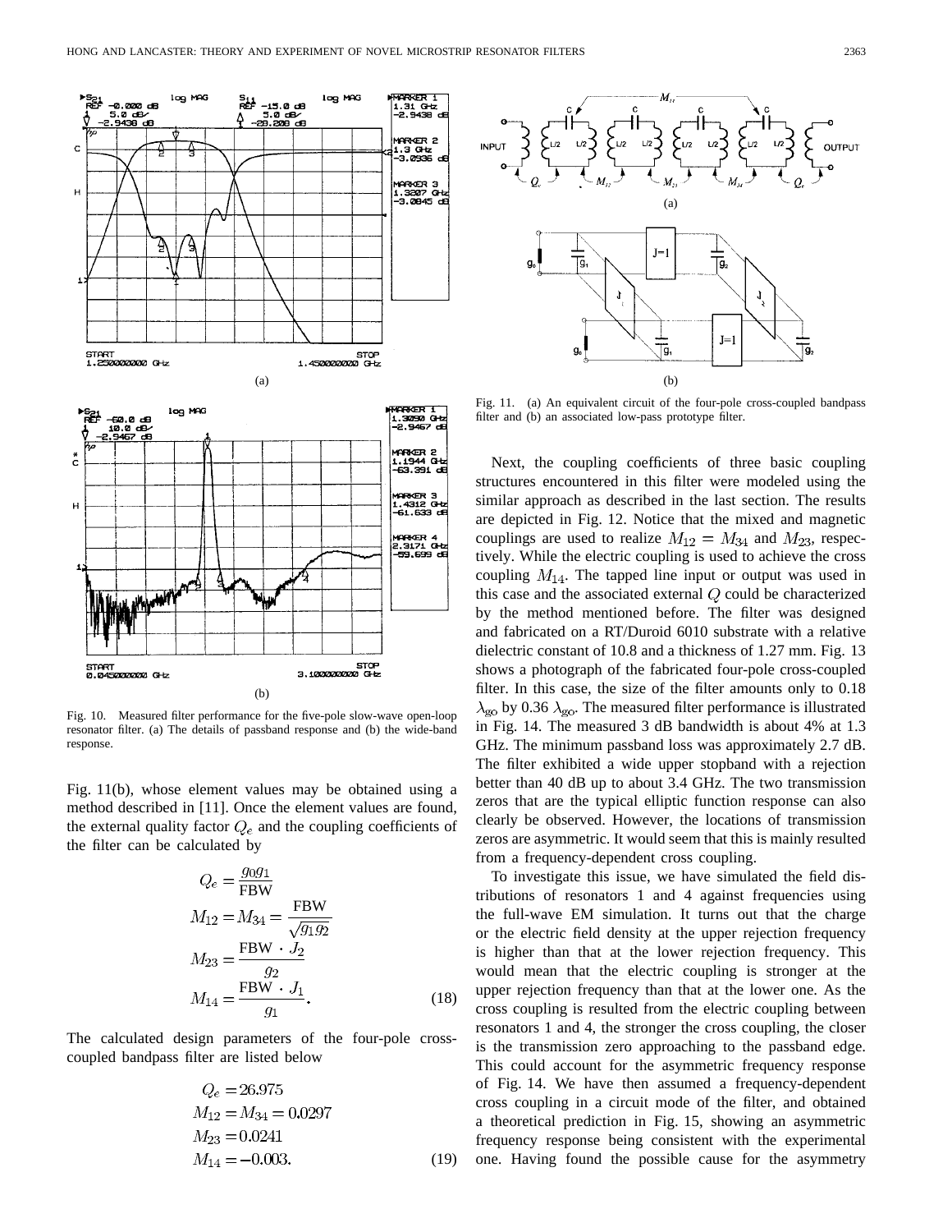Fig. 10. Measured filter performance for the five-pole slow-wave open-loop resonator filter. (a) The details of passband response and (b) the wide-band response.

Fig. 11(b), whose element values may be obtained using a method described in [11]. Once the element values are found, the external quality factor $Q_e$ and the coupling coefficients of the filter can be calculated by

$$
\begin{aligned}
Q_e &= \frac{g_0 g_1}{\text{FBW}} \\
M_{12} &= M_{34} = \frac{\text{FBW}}{\sqrt{g_1 g_2}} \\
M_{23} &= \frac{\text{FBW} \cdot J_2}{g_2} \\
M_{14} &= \frac{\text{FBW} \cdot J_1}{g_1}.
\end{aligned}
\tag{18}
$$

The calculated design parameters of the four-pole cross-coupled bandpass filter are listed below

$$
\begin{aligned}
Q_e &= 26.975 \\
M_{12} &= M_{34} = 0.0297 \\
M_{23} &= 0.0241 \\
M_{14} &= -0.003.
\end{aligned}
\tag{19}
$$

Fig. 11. (a) An equivalent circuit of the four-pole cross-coupled bandpass filter and (b) an associated low-pass prototype filter.

Next, the coupling coefficients of three basic coupling structures encountered in this filter were modeled using the similar approach as described in the last section. The results are depicted in Fig. 12. Notice that the mixed and magnetic couplings are used to realize $M_{12} = M_{34}$ and $M_{23}$, respectively. While the electric coupling is used to achieve the cross coupling $M_{14}$. The tapped line input or output was used in this case and the associated external $Q$ could be characterized by the method mentioned before. The filter was designed and fabricated on a RT/Duroid 6010 substrate with a relative dielectric constant of 10.8 and a thickness of 1.27 mm. Fig. 13 shows a photograph of the fabricated four-pole cross-coupled filter. In this case, the size of the filter amounts only to 0.18 $\lambda_{go}$ by 0.36 $\lambda_{go}$. The measured filter performance is illustrated in Fig. 14. The measured 3 dB bandwidth is about 4% at 1.3 GHz. The minimum passband loss was approximately 2.7 dB. The filter exhibited a wide upper stopband with a rejection better than 40 dB up to about 3.4 GHz. The two transmission zeros that are the typical elliptic function response can also clearly be observed. However, the locations of transmission zeros are asymmetric. It would seem that this is mainly resulted from a frequency-dependent cross coupling.

To investigate this issue, we have simulated the field distributions of resonators 1 and 4 against frequencies using the full-wave EM simulation. It turns out that the charge or the electric field density at the upper rejection frequency is higher than that at the lower rejection frequency. This would mean that the electric coupling is stronger at the upper rejection frequency than that at the lower one. As the cross coupling is resulted from the electric coupling between resonators 1 and 4, the stronger the cross coupling, the closer is the transmission zero approaching to the passband edge. This could account for the asymmetric frequency response of Fig. 14. We have then assumed a frequency-dependent cross coupling in a circuit mode of the filter, and obtained a theoretical prediction in Fig. 15, showing an asymmetric frequency response being consistent with the experimental one. Having found the possible cause for the asymmetry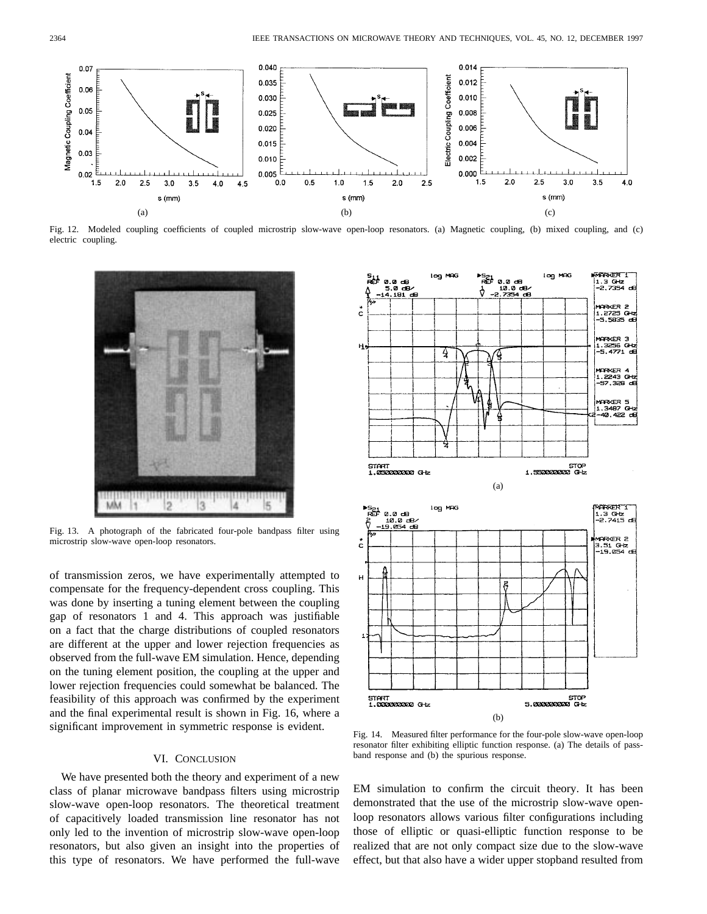Fig. 12. Modeled coupling coefficients of coupled microstrip slow-wave open-loop resonators. (a) Magnetic coupling, (b) mixed coupling, and (c) electric coupling.

Fig. 13. A photograph of the fabricated four-pole bandpass filter using microstrip slow-wave open-loop resonators.

Fig. 14. Measured filter performance for the four-pole slow-wave open-loop resonator filter exhibiting elliptic function response. (a) The details of passband response and (b) the spurious response.

of transmission zeros, we have experimentally attempted to compensate for the frequency-dependent cross coupling. This was done by inserting a tuning element between the coupling gap of resonators 1 and 4. This approach was justifiable on a fact that the charge distributions of coupled resonators are different at the upper and lower rejection frequencies as observed from the full-wave EM simulation. Hence, depending on the tuning element position, the coupling at the upper and lower rejection frequencies could somewhat be balanced. The feasibility of this approach was confirmed by the experiment and the final experimental result is shown in Fig. 16, where a significant improvement in symmetric response is evident.

## VI. Conclusion

We have presented both the theory and experiment of a new class of planar microwave bandpass filters using microstrip slow-wave open-loop resonators. The theoretical treatment of capacitively loaded transmission line resonator has not only led to the invention of microstrip slow-wave open-loop resonators, but also given an insight into the properties of this type of resonators. We have performed the full-wave EM simulation to confirm the circuit theory. It has been demonstrated that the use of the microstrip slow-wave open-loop resonators allows various filter configurations including those of elliptic or quasi-elliptic function response to be realized that are not only compact size due to the slow-wave effect, but that also have a wider upper stopband resulted from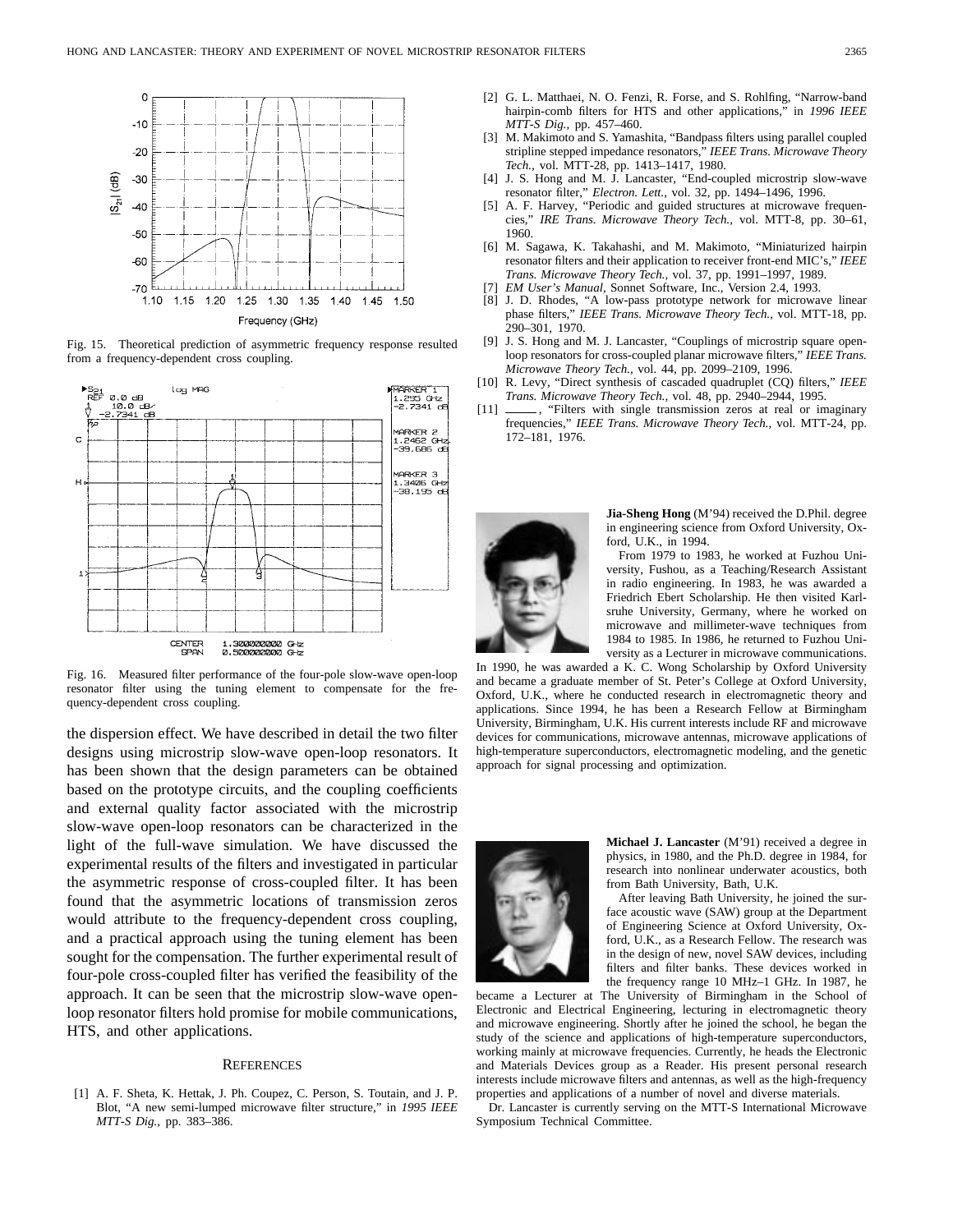0
-10
-20
-30
-40
-50
-60
-70
$|S_{21}|$ (dB)
1.10 1.15 1.20 1.25 1.30 1.35 1.40 1.45 1.50
Frequency (GHz)

Fig. 15. Theoretical prediction of asymmetric frequency response resulted from a frequency-dependent cross coupling.

S21
log MAG
REF 0.0 dB
10.0 dB/
-2.7341 dB
MARKER 1
1.255 GHz
-2.7341 dB
MARKER 2
1.2462 GHz
-39.686 dB
MARKER 3
1.3406 GHz
-38.195 dB
CENTER 1.300000000 GHz
SPAN 0.520000000 GHz

Fig. 16. Measured filter performance of the four-pole slow-wave open-loop resonator filter using the tuning element to compensate for the frequency-dependent cross coupling.

the dispersion effect. We have described in detail the two filter designs using microstrip slow-wave open-loop resonators. It has been shown that the design parameters can be obtained based on the prototype circuits, and the coupling coefficients and external quality factor associated with the microstrip slow-wave open-loop resonators can be characterized in the light of the full-wave simulation. We have discussed the experimental results of the filters and investigated in particular the asymmetric response of cross-coupled filter. It has been found that the asymmetric locations of transmission zeros would attribute to the frequency-dependent cross coupling, and a practical approach using the tuning element has been sought for the compensation. The further experimental result of four-pole cross-coupled filter has verified the feasibility of the approach. It can be seen that the microstrip slow-wave open-loop resonator filters hold promise for mobile communications, HTS, and other applications.

## References

[1] A. F. Sheta, K. Hettak, J. Ph. Coupez, C. Person, S. Toutain, and J. P. Blot, "A new semi-lumped microwave filter structure," in *1995 IEEE MTT-S Dig.*, pp. 383–386.

[2] G. L. Matthaei, N. O. Fenzi, R. Forse, and S. Rohlfing, "Narrow-band hairpin-comb filters for HTS and other applications," in *1996 IEEE MTT-S Dig.*, pp. 457–460.

[3] M. Makimoto and S. Yamashita, "Bandpass filters using parallel coupled stripline stepped impedance resonators," *IEEE Trans. Microwave Theory Tech.*, vol. MTT-28, pp. 1413–1417, 1980.

[4] J. S. Hong and M. J. Lancaster, "End-coupled microstrip slow-wave resonator filter," *Electron. Lett.*, vol. 32, pp. 1494–1496, 1996.

[5] A. F. Harvey, "Periodic and guided structures at microwave frequencies," *IRE Trans. Microwave Theory Tech.*, vol. MTT-8, pp. 30–61, 1960.

[6] M. Sagawa, K. Takahashi, and M. Makimoto, "Miniaturized hairpin resonator filters and their application to receiver front-end MIC's," *IEEE Trans. Microwave Theory Tech.*, vol. 37, pp. 1991–1997, 1989.

[7] *EM User's Manual*, Sonnet Software, Inc., Version 2.4, 1993.

[8] J. D. Rhodes, "A low-pass prototype network for microwave linear phase filters," *IEEE Trans. Microwave Theory Tech.*, vol. MTT-18, pp. 290–301, 1970.

[9] J. S. Hong and M. J. Lancaster, "Couplings of microstrip square open-loop resonators for cross-coupled planar microwave filters," *IEEE Trans. Microwave Theory Tech.*, vol. 44, pp. 2099–2109, 1996.

[10] R. Levy, "Direct synthesis of cascaded quadruplet (CQ) filters," *IEEE Trans. Microwave Theory Tech.*, vol. 48, pp. 2940–2944, 1995.

[11] ——, "Filters with single transmission zeros at real or imaginary frequencies," *IEEE Trans. Microwave Theory Tech.*, vol. MTT-24, pp. 172–181, 1976.

**Jia-Sheng Hong** (M'94) received the D.Phil. degree in engineering science from Oxford University, Oxford, U.K., in 1994.

From 1979 to 1983, he worked at Fuzhou University, Fushou, as a Teaching/Research Assistant in radio engineering. In 1983, he was awarded a Friedrich Ebert Scholarship. He then visited Karlsruhe University, Germany, where he worked on microwave and millimeter-wave techniques from 1984 to 1985. In 1986, he returned to Fuzhou University as a Lecturer in microwave communications. In 1990, he was awarded a K. C. Wong Scholarship by Oxford University and became a graduate member of St. Peter's College at Oxford University, Oxford, U.K., where he conducted research in electromagnetic theory and applications. Since 1994, he has been a Research Fellow at Birmingham University, Birmingham, U.K. His current interests include RF and microwave devices for communications, microwave antennas, microwave applications of high-temperature superconductors, electromagnetic modeling, and the genetic approach for signal processing and optimization.

**Michael J. Lancaster** (M'91) received a degree in physics, in 1980, and the Ph.D. degree in 1984, for research into nonlinear underwater acoustics, both from Bath University, Bath, U.K.

After leaving Bath University, he joined the surface acoustic wave (SAW) group at the Department of Engineering Science at Oxford University, Oxford, U.K., as a Research Fellow. The research was in the design of new, novel SAW devices, including filters and filter banks. These devices worked in the frequency range 10 MHz–1 GHz. In 1987, he became a Lecturer at The University of Birmingham in the School of Electronic and Electrical Engineering, lecturing in electromagnetic theory and microwave engineering. Shortly after he joined the school, he began the study of the science and applications of high-temperature superconductors, working mainly at microwave frequencies. Currently, he heads the Electronic and Materials Devices group as a Reader. His present personal research interests include microwave filters and antennas, as well as the high-frequency properties and applications of a number of novel and diverse materials.

Dr. Lancaster is currently serving on the MTT-S International Microwave Symposium Technical Committee.